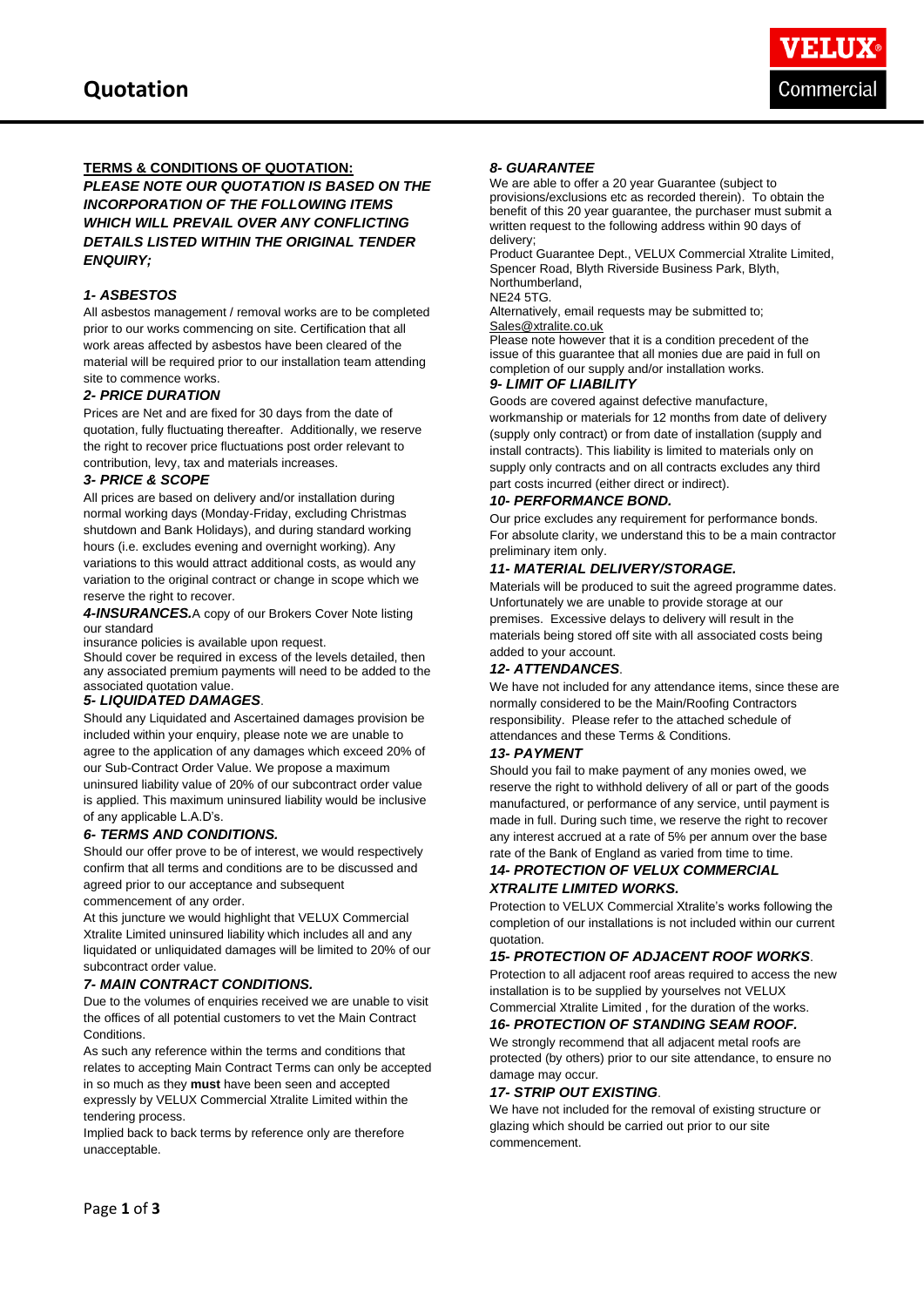# Quotation

VELUX Commercial

**TERMS & CONDITIONS OF QUOTATION:**

***PLEASE NOTE OUR QUOTATION IS BASED ON THE INCORPORATION OF THE FOLLOWING ITEMS WHICH WILL PREVAIL OVER ANY CONFLICTING DETAILS LISTED WITHIN THE ORIGINAL TENDER ENQUIRY;***

### *1- ASBESTOS*

All asbestos management / removal works are to be completed prior to our works commencing on site. Certification that all work areas affected by asbestos have been cleared of the material will be required prior to our installation team attending site to commence works.

### *2- PRICE DURATION*

Prices are Net and are fixed for 30 days from the date of quotation, fully fluctuating thereafter. Additionally, we reserve the right to recover price fluctuations post order relevant to contribution, levy, tax and materials increases.

### *3- PRICE & SCOPE*

All prices are based on delivery and/or installation during normal working days (Monday-Friday, excluding Christmas shutdown and Bank Holidays), and during standard working hours (i.e. excludes evening and overnight working). Any variations to this would attract additional costs, as would any variation to the original contract or change in scope which we reserve the right to recover.

***4-INSURANCES.*** A copy of our Brokers Cover Note listing our standard insurance policies is available upon request.

Should cover be required in excess of the levels detailed, then any associated premium payments will need to be added to the associated quotation value.

### *5- LIQUIDATED DAMAGES.*

Should any Liquidated and Ascertained damages provision be included within your enquiry, please note we are unable to agree to the application of any damages which exceed 20% of our Sub-Contract Order Value. We propose a maximum uninsured liability value of 20% of our subcontract order value is applied. This maximum uninsured liability would be inclusive of any applicable L.A.D's.

### *6- TERMS AND CONDITIONS.*

Should our offer prove to be of interest, we would respectively confirm that all terms and conditions are to be discussed and agreed prior to our acceptance and subsequent commencement of any order.

At this juncture we would highlight that VELUX Commercial Xtralite Limited uninsured liability which includes all and any liquidated or unliquidated damages will be limited to 20% of our subcontract order value.

### *7- MAIN CONTRACT CONDITIONS.*

Due to the volumes of enquiries received we are unable to visit the offices of all potential customers to vet the Main Contract Conditions.

As such any reference within the terms and conditions that relates to accepting Main Contract Terms can only be accepted in so much as they **must** have been seen and accepted expressly by VELUX Commercial Xtralite Limited within the tendering process.

Implied back to back terms by reference only are therefore unacceptable.

### *8- GUARANTEE*

We are able to offer a 20 year Guarantee (subject to provisions/exclusions etc as recorded therein). To obtain the benefit of this 20 year guarantee, the purchaser must submit a written request to the following address within 90 days of delivery;

Product Guarantee Dept., VELUX Commercial Xtralite Limited, Spencer Road, Blyth Riverside Business Park, Blyth, Northumberland,
NE24 5TG.

Alternatively, email requests may be submitted to;
Sales@xtralite.co.uk

Please note however that it is a condition precedent of the issue of this guarantee that all monies due are paid in full on completion of our supply and/or installation works.

### *9- LIMIT OF LIABILITY*

Goods are covered against defective manufacture, workmanship or materials for 12 months from date of delivery (supply only contract) or from date of installation (supply and install contracts). This liability is limited to materials only on supply only contracts and on all contracts excludes any third part costs incurred (either direct or indirect).

### *10- PERFORMANCE BOND.*

Our price excludes any requirement for performance bonds. For absolute clarity, we understand this to be a main contractor preliminary item only.

### *11- MATERIAL DELIVERY/STORAGE.*

Materials will be produced to suit the agreed programme dates. Unfortunately we are unable to provide storage at our premises. Excessive delays to delivery will result in the materials being stored off site with all associated costs being added to your account.

### *12- ATTENDANCES.*

We have not included for any attendance items, since these are normally considered to be the Main/Roofing Contractors responsibility. Please refer to the attached schedule of attendances and these Terms & Conditions.

### *13- PAYMENT*

Should you fail to make payment of any monies owed, we reserve the right to withhold delivery of all or part of the goods manufactured, or performance of any service, until payment is made in full. During such time, we reserve the right to recover any interest accrued at a rate of 5% per annum over the base rate of the Bank of England as varied from time to time.

### *14- PROTECTION OF VELUX COMMERCIAL XTRALITE LIMITED WORKS.*

Protection to VELUX Commercial Xtralite's works following the completion of our installations is not included within our current quotation.

### *15- PROTECTION OF ADJACENT ROOF WORKS.*

Protection to all adjacent roof areas required to access the new installation is to be supplied by yourselves not VELUX Commercial Xtralite Limited , for the duration of the works.

### *16- PROTECTION OF STANDING SEAM ROOF.*

We strongly recommend that all adjacent metal roofs are protected (by others) prior to our site attendance, to ensure no damage may occur.

### *17- STRIP OUT EXISTING.*

We have not included for the removal of existing structure or glazing which should be carried out prior to our site commencement.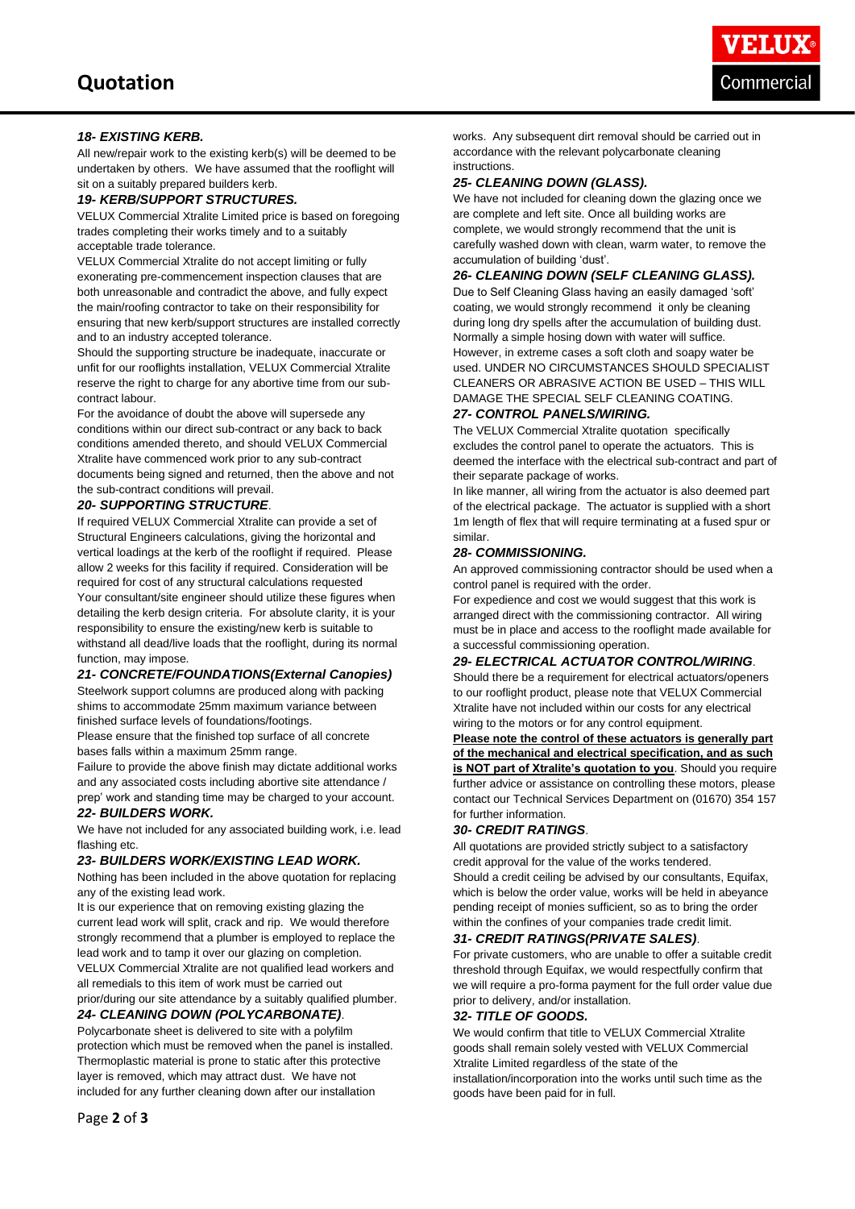### *18- EXISTING KERB.*

All new/repair work to the existing kerb(s) will be deemed to be undertaken by others. We have assumed that the rooflight will sit on a suitably prepared builders kerb.

### *19- KERB/SUPPORT STRUCTURES.*

VELUX Commercial Xtralite Limited price is based on foregoing trades completing their works timely and to a suitably acceptable trade tolerance.

VELUX Commercial Xtralite do not accept limiting or fully exonerating pre-commencement inspection clauses that are both unreasonable and contradict the above, and fully expect the main/roofing contractor to take on their responsibility for ensuring that new kerb/support structures are installed correctly and to an industry accepted tolerance.

Should the supporting structure be inadequate, inaccurate or unfit for our rooflights installation, VELUX Commercial Xtralite reserve the right to charge for any abortive time from our sub-contract labour.

For the avoidance of doubt the above will supersede any conditions within our direct sub-contract or any back to back conditions amended thereto, and should VELUX Commercial Xtralite have commenced work prior to any sub-contract documents being signed and returned, then the above and not the sub-contract conditions will prevail.

### *20- SUPPORTING STRUCTURE.*

If required VELUX Commercial Xtralite can provide a set of Structural Engineers calculations, giving the horizontal and vertical loadings at the kerb of the rooflight if required. Please allow 2 weeks for this facility if required. Consideration will be required for cost of any structural calculations requested

Your consultant/site engineer should utilize these figures when detailing the kerb design criteria. For absolute clarity, it is your responsibility to ensure the existing/new kerb is suitable to withstand all dead/live loads that the rooflight, during its normal function, may impose.

### *21- CONCRETE/FOUNDATIONS(External Canopies)*

Steelwork support columns are produced along with packing shims to accommodate 25mm maximum variance between finished surface levels of foundations/footings.

Please ensure that the finished top surface of all concrete bases falls within a maximum 25mm range.

Failure to provide the above finish may dictate additional works and any associated costs including abortive site attendance / prep' work and standing time may be charged to your account.

### *22- BUILDERS WORK.*

We have not included for any associated building work, i.e. lead flashing etc.

### *23- BUILDERS WORK/EXISTING LEAD WORK.*

Nothing has been included in the above quotation for replacing any of the existing lead work.

It is our experience that on removing existing glazing the current lead work will split, crack and rip. We would therefore strongly recommend that a plumber is employed to replace the lead work and to tamp it over our glazing on completion.

VELUX Commercial Xtralite are not qualified lead workers and all remedials to this item of work must be carried out prior/during our site attendance by a suitably qualified plumber.

### *24- CLEANING DOWN (POLYCARBONATE).*

Polycarbonate sheet is delivered to site with a polyfilm protection which must be removed when the panel is installed. Thermoplastic material is prone to static after this protective layer is removed, which may attract dust. We have not included for any further cleaning down after our installation works. Any subsequent dirt removal should be carried out in accordance with the relevant polycarbonate cleaning instructions.

### *25- CLEANING DOWN (GLASS).*

We have not included for cleaning down the glazing once we are complete and left site. Once all building works are complete, we would strongly recommend that the unit is carefully washed down with clean, warm water, to remove the accumulation of building 'dust'.

### *26- CLEANING DOWN (SELF CLEANING GLASS).*

Due to Self Cleaning Glass having an easily damaged 'soft' coating, we would strongly recommend it only be cleaning during long dry spells after the accumulation of building dust. Normally a simple hosing down with water will suffice. However, in extreme cases a soft cloth and soapy water be used. UNDER NO CIRCUMSTANCES SHOULD SPECIALIST CLEANERS OR ABRASIVE ACTION BE USED – THIS WILL DAMAGE THE SPECIAL SELF CLEANING COATING.

### *27- CONTROL PANELS/WIRING.*

The VELUX Commercial Xtralite quotation specifically excludes the control panel to operate the actuators. This is deemed the interface with the electrical sub-contract and part of their separate package of works.

In like manner, all wiring from the actuator is also deemed part of the electrical package. The actuator is supplied with a short 1m length of flex that will require terminating at a fused spur or similar.

### *28- COMMISSIONING.*

An approved commissioning contractor should be used when a control panel is required with the order.

For expedience and cost we would suggest that this work is arranged direct with the commissioning contractor. All wiring must be in place and access to the rooflight made available for a successful commissioning operation.

### *29- ELECTRICAL ACTUATOR CONTROL/WIRING.*

Should there be a requirement for electrical actuators/openers to our rooflight product, please note that VELUX Commercial Xtralite have not included within our costs for any electrical wiring to the motors or for any control equipment.

**Please note the control of these actuators is generally part of the mechanical and electrical specification, and as such is NOT part of Xtralite's quotation to you**. Should you require further advice or assistance on controlling these motors, please contact our Technical Services Department on (01670) 354 157 for further information.

### *30- CREDIT RATINGS.*

All quotations are provided strictly subject to a satisfactory credit approval for the value of the works tendered.

Should a credit ceiling be advised by our consultants, Equifax, which is below the order value, works will be held in abeyance pending receipt of monies sufficient, so as to bring the order within the confines of your companies trade credit limit.

### *31- CREDIT RATINGS(PRIVATE SALES).*

For private customers, who are unable to offer a suitable credit threshold through Equifax, we would respectfully confirm that we will require a pro-forma payment for the full order value due prior to delivery, and/or installation.

### *32- TITLE OF GOODS.*

We would confirm that title to VELUX Commercial Xtralite goods shall remain solely vested with VELUX Commercial Xtralite Limited regardless of the state of the installation/incorporation into the works until such time as the goods have been paid for in full.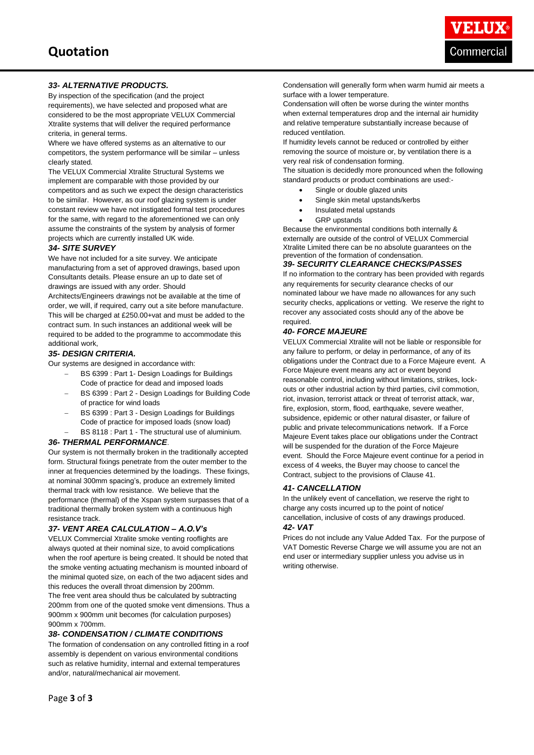# Quotation

### *33- ALTERNATIVE PRODUCTS.*

By inspection of the specification (and the project requirements), we have selected and proposed what are considered to be the most appropriate VELUX Commercial Xtralite systems that will deliver the required performance criteria, in general terms.

Where we have offered systems as an alternative to our competitors, the system performance will be similar – unless clearly stated.

The VELUX Commercial Xtralite Structural Systems we implement are comparable with those provided by our competitors and as such we expect the design characteristics to be similar. However, as our roof glazing system is under constant review we have not instigated formal test procedures for the same, with regard to the aforementioned we can only assume the constraints of the system by analysis of former projects which are currently installed UK wide.

### *34- SITE SURVEY*

We have not included for a site survey. We anticipate manufacturing from a set of approved drawings, based upon Consultants details. Please ensure an up to date set of drawings are issued with any order. Should Architects/Engineers drawings not be available at the time of order, we will, if required, carry out a site before manufacture. This will be charged at £250.00+vat and must be added to the contract sum. In such instances an additional week will be required to be added to the programme to accommodate this additional work,

### *35- DESIGN CRITERIA.*

Our systems are designed in accordance with:

- BS 6399 : Part 1- Design Loadings for Buildings Code of practice for dead and imposed loads
- BS 6399 : Part 2 - Design Loadings for Building Code of practice for wind loads
- BS 6399 : Part 3 - Design Loadings for Buildings Code of practice for imposed loads (snow load)
- BS 8118 : Part 1 - The structural use of aluminium.

### *36- THERMAL PERFORMANCE.*

Our system is not thermally broken in the traditionally accepted form. Structural fixings penetrate from the outer member to the inner at frequencies determined by the loadings. These fixings, at nominal 300mm spacing's, produce an extremely limited thermal track with low resistance. We believe that the performance (thermal) of the Xspan system surpasses that of a traditional thermally broken system with a continuous high resistance track.

### *37- VENT AREA CALCULATION – A.O.V's*

VELUX Commercial Xtralite smoke venting rooflights are always quoted at their nominal size, to avoid complications when the roof aperture is being created. It should be noted that the smoke venting actuating mechanism is mounted inboard of the minimal quoted size, on each of the two adjacent sides and this reduces the overall throat dimension by 200mm.

The free vent area should thus be calculated by subtracting 200mm from one of the quoted smoke vent dimensions. Thus a 900mm x 900mm unit becomes (for calculation purposes) 900mm x 700mm.

### *38- CONDENSATION / CLIMATE CONDITIONS*

The formation of condensation on any controlled fitting in a roof assembly is dependent on various environmental conditions such as relative humidity, internal and external temperatures and/or, natural/mechanical air movement.

Condensation will generally form when warm humid air meets a surface with a lower temperature.

Condensation will often be worse during the winter months when external temperatures drop and the internal air humidity and relative temperature substantially increase because of reduced ventilation.

If humidity levels cannot be reduced or controlled by either removing the source of moisture or, by ventilation there is a very real risk of condensation forming.

The situation is decidedly more pronounced when the following standard products or product combinations are used:-

- Single or double glazed units
- Single skin metal upstands/kerbs
- Insulated metal upstands
- GRP upstands

Because the environmental conditions both internally & externally are outside of the control of VELUX Commercial Xtralite Limited there can be no absolute guarantees on the prevention of the formation of condensation.

### *39- SECURITY CLEARANCE CHECKS/PASSES*

If no information to the contrary has been provided with regards any requirements for security clearance checks of our nominated labour we have made no allowances for any such security checks, applications or vetting. We reserve the right to recover any associated costs should any of the above be required.

### *40- FORCE MAJEURE*

VELUX Commercial Xtralite will not be liable or responsible for any failure to perform, or delay in performance, of any of its obligations under the Contract due to a Force Majeure event. A Force Majeure event means any act or event beyond reasonable control, including without limitations, strikes, lock-outs or other industrial action by third parties, civil commotion, riot, invasion, terrorist attack or threat of terrorist attack, war, fire, explosion, storm, flood, earthquake, severe weather, subsidence, epidemic or other natural disaster, or failure of public and private telecommunications network. If a Force Majeure Event takes place our obligations under the Contract will be suspended for the duration of the Force Majeure event. Should the Force Majeure event continue for a period in excess of 4 weeks, the Buyer may choose to cancel the Contract, subject to the provisions of Clause 41.

### *41- CANCELLATION*

In the unlikely event of cancellation, we reserve the right to charge any costs incurred up to the point of notice/ cancellation, inclusive of costs of any drawings produced.

### *42- VAT*

Prices do not include any Value Added Tax. For the purpose of VAT Domestic Reverse Charge we will assume you are not an end user or intermediary supplier unless you advise us in writing otherwise.